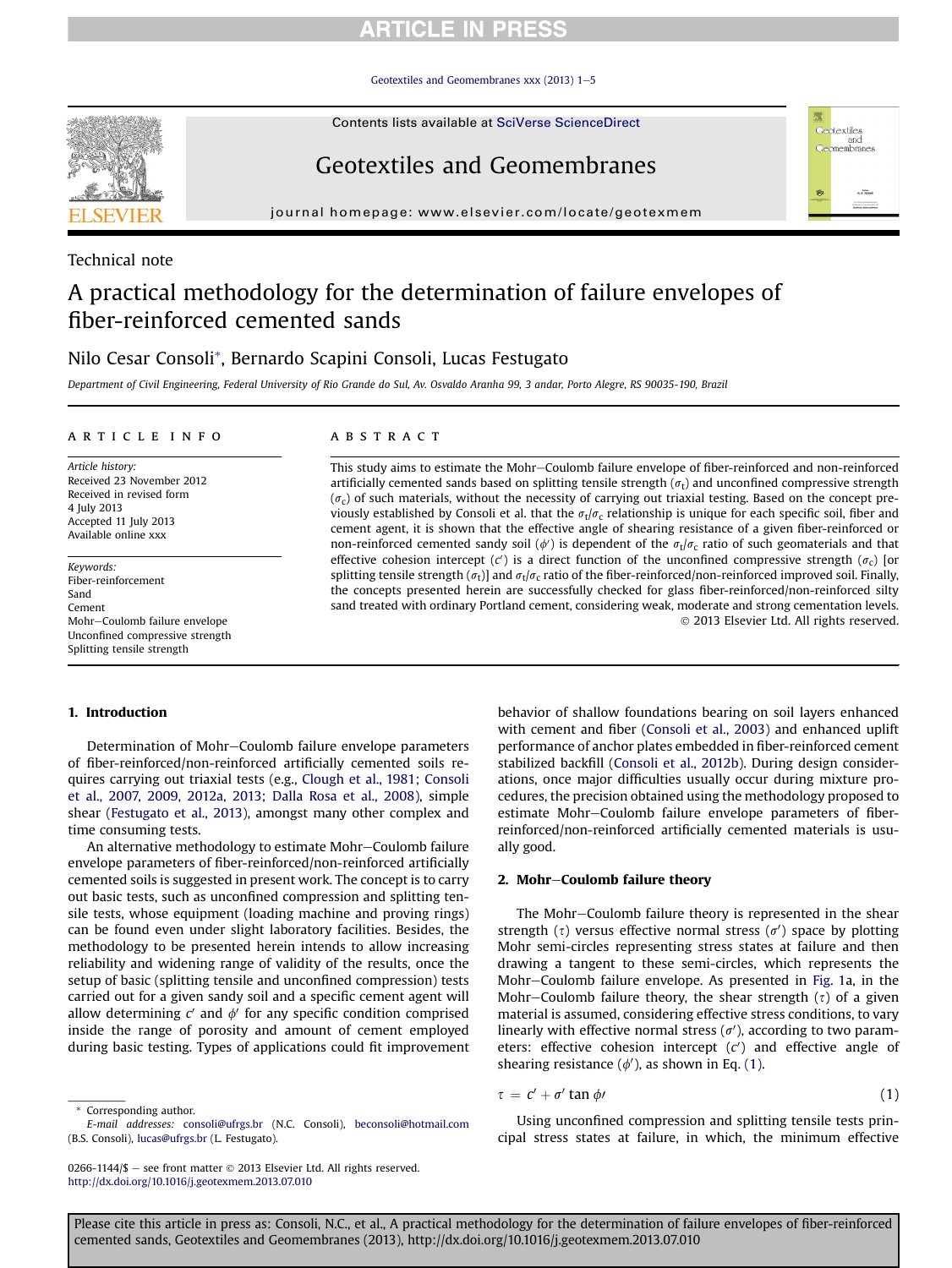Technical note

# A practical methodology for the determination of failure envelopes of fiber-reinforced cemented sands

Nilo Cesar Consoli*, Bernardo Scapini Consoli, Lucas Festugato

*Department of Civil Engineering, Federal University of Rio Grande do Sul, Av. Osvaldo Aranha 99, 3 andar, Porto Alegre, RS 90035-190, Brazil*

ARTICLE INFO

*Article history:*
Received 23 November 2012
Received in revised form
4 July 2013
Accepted 11 July 2013
Available online xxx

*Keywords:*
Fiber-reinforcement
Sand
Cement
Mohr–Coulomb failure envelope
Unconfined compressive strength
Splitting tensile strength

ABSTRACT

This study aims to estimate the Mohr–Coulomb failure envelope of fiber-reinforced and non-reinforced artificially cemented sands based on splitting tensile strength ($\sigma_t$) and unconfined compressive strength ($\sigma_c$) of such materials, without the necessity of carrying out triaxial testing. Based on the concept previously established by Consoli et al. that the $\sigma_t/\sigma_c$ relationship is unique for each specific soil, fiber and cement agent, it is shown that the effective angle of shearing resistance of a given fiber-reinforced or non-reinforced cemented sandy soil ($\phi'$) is dependent of the $\sigma_t/\sigma_c$ ratio of such geomaterials and that effective cohesion intercept ($c'$) is a direct function of the unconfined compressive strength ($\sigma_c$) [or splitting tensile strength ($\sigma_t$)] and $\sigma_t/\sigma_c$ ratio of the fiber-reinforced/non-reinforced improved soil. Finally, the concepts presented herein are successfully checked for glass fiber-reinforced/non-reinforced silty sand treated with ordinary Portland cement, considering weak, moderate and strong cementation levels.

© 2013 Elsevier Ltd. All rights reserved.

## 1. Introduction

Determination of Mohr–Coulomb failure envelope parameters of fiber-reinforced/non-reinforced artificially cemented soils requires carrying out triaxial tests (e.g., Clough et al., 1981; Consoli et al., 2007, 2009, 2012a, 2013; Dalla Rosa et al., 2008), simple shear (Festugato et al., 2013), amongst many other complex and time consuming tests.

An alternative methodology to estimate Mohr–Coulomb failure envelope parameters of fiber-reinforced/non-reinforced artificially cemented soils is suggested in present work. The concept is to carry out basic tests, such as unconfined compression and splitting tensile tests, whose equipment (loading machine and proving rings) can be found even under slight laboratory facilities. Besides, the methodology to be presented herein intends to allow increasing reliability and widening range of validity of the results, once the setup of basic (splitting tensile and unconfined compression) tests carried out for a given sandy soil and a specific cement agent will allow determining $c'$ and $\phi'$ for any specific condition comprised inside the range of porosity and amount of cement employed during basic testing. Types of applications could fit improvement behavior of shallow foundations bearing on soil layers enhanced with cement and fiber (Consoli et al., 2003) and enhanced uplift performance of anchor plates embedded in fiber-reinforced cement stabilized backfill (Consoli et al., 2012b). During design considerations, once major difficulties usually occur during mixture procedures, the precision obtained using the methodology proposed to estimate Mohr–Coulomb failure envelope parameters of fiber-reinforced/non-reinforced artificially cemented materials is usually good.

## 2. Mohr–Coulomb failure theory

The Mohr–Coulomb failure theory is represented in the shear strength ($\tau$) versus effective normal stress ($\sigma'$) space by plotting Mohr semi-circles representing stress states at failure and then drawing a tangent to these semi-circles, which represents the Mohr–Coulomb failure envelope. As presented in Fig. 1a, in the Mohr–Coulomb failure theory, the shear strength ($\tau$) of a given material is assumed, considering effective stress conditions, to vary linearly with effective normal stress ($\sigma'$), according to two parameters: effective cohesion intercept ($c'$) and effective angle of shearing resistance ($\phi'$), as shown in Eq. (1).

$$\tau = c' + \sigma' \tan \phi' \quad (1)$$

Using unconfined compression and splitting tensile tests principal stress states at failure, in which, the minimum effective

\* Corresponding author.
*E-mail addresses:* consoli@ufrgs.br (N.C. Consoli), beconsoli@hotmail.com (B.S. Consoli), lucas@ufrgs.br (L. Festugato).

0266-1144/$ – see front matter © 2013 Elsevier Ltd. All rights reserved.
http://dx.doi.org/10.1016/j.geotexmem.2013.07.010

Please cite this article in press as: Consoli, N.C., et al., A practical methodology for the determination of failure envelopes of fiber-reinforced cemented sands, Geotextiles and Geomembranes (2013), http://dx.doi.org/10.1016/j.geotexmem.2013.07.010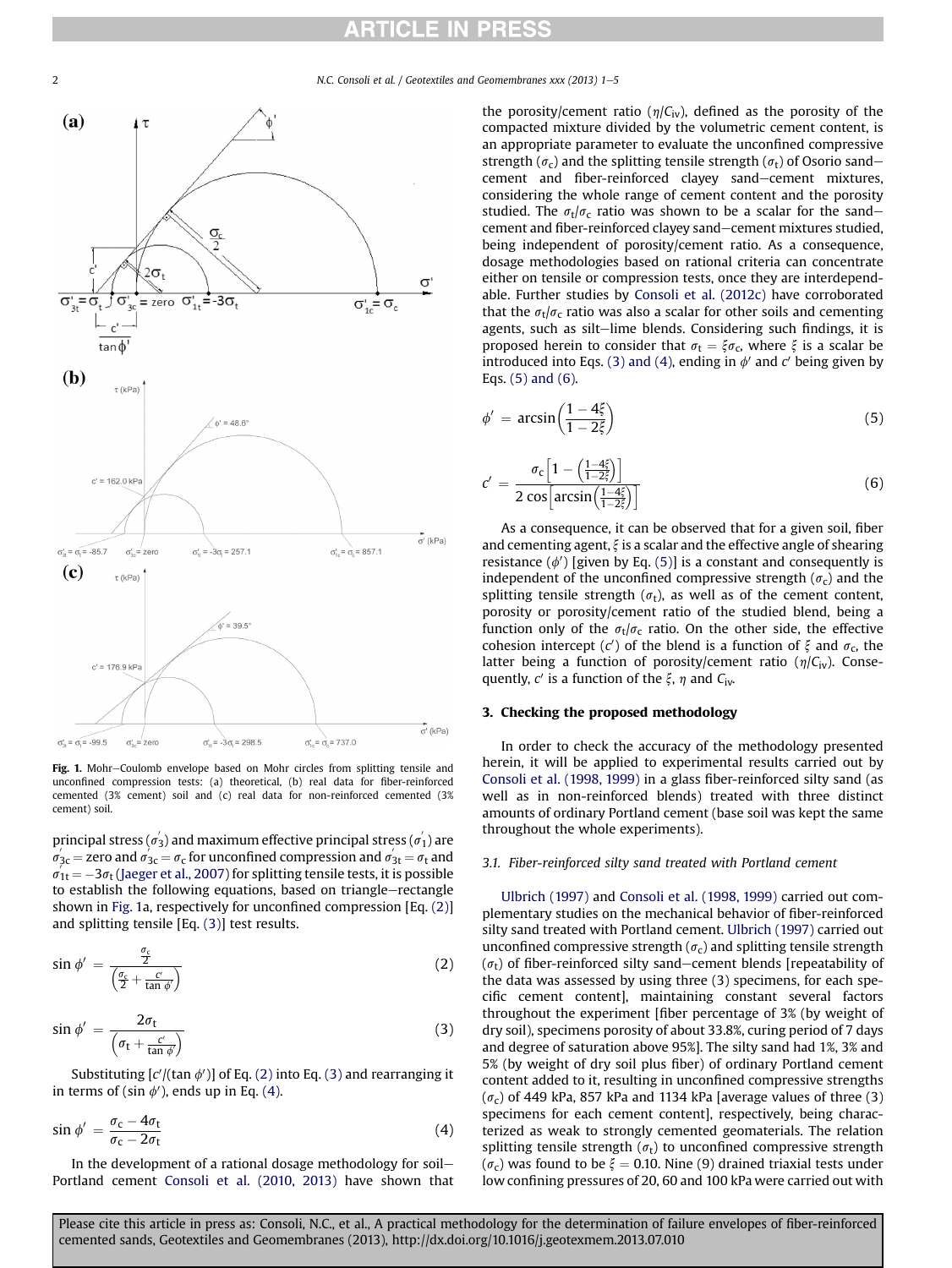Fig. 1. Mohr–Coulomb envelope based on Mohr circles from splitting tensile and unconfined compression tests: (a) theoretical, (b) real data for fiber-reinforced cemented (3% cement) soil and (c) real data for non-reinforced cemented (3% cement) soil.

principal stress ($\sigma_3'$) and maximum effective principal stress ($\sigma_1'$) are $\sigma_{3c}'$ = zero and $\sigma_{3c}' = \sigma_c$ for unconfined compression and $\sigma_{3t}' = \sigma_t$ and $\sigma_{1t}' = -3\sigma_t$ (Jaeger et al., 2007) for splitting tensile tests, it is possible to establish the following equations, based on triangle–rectangle shown in Fig. 1a, respectively for unconfined compression [Eq. (2)] and splitting tensile [Eq. (3)] test results.

$$\sin\phi' = \frac{\frac{\sigma_c}{2}}{\left(\frac{\sigma_c}{2} + \frac{c'}{\tan\phi'}\right)} \tag{2}$$

$$\sin\phi' = \frac{2\sigma_t}{\left(\sigma_t + \frac{c'}{\tan\phi'}\right)} \tag{3}$$

Substituting $[c'/(\tan\phi')]$ of Eq. (2) into Eq. (3) and rearranging it in terms of ($\sin\phi'$), ends up in Eq. (4).

$$\sin\phi' = \frac{\sigma_c - 4\sigma_t}{\sigma_c - 2\sigma_t} \tag{4}$$

In the development of a rational dosage methodology for soil–Portland cement Consoli et al. (2010, 2013) have shown that the porosity/cement ratio ($\eta/C_{iv}$), defined as the porosity of the compacted mixture divided by the volumetric cement content, is an appropriate parameter to evaluate the unconfined compressive strength ($\sigma_c$) and the splitting tensile strength ($\sigma_t$) of Osorio sand–cement and fiber-reinforced clayey sand–cement mixtures, considering the whole range of cement content and the porosity studied. The $\sigma_t/\sigma_c$ ratio was shown to be a scalar for the sand–cement and fiber-reinforced clayey sand–cement mixtures studied, being independent of porosity/cement ratio. As a consequence, dosage methodologies based on rational criteria can concentrate either on tensile or compression tests, once they are interdependable. Further studies by Consoli et al. (2012c) have corroborated that the $\sigma_t/\sigma_c$ ratio was also a scalar for other soils and cementing agents, such as silt–lime blends. Considering such findings, it is proposed herein to consider that $\sigma_t = \xi\sigma_c$, where $\xi$ is a scalar be introduced into Eqs. (3) and (4), ending in $\phi'$ and $c'$ being given by Eqs. (5) and (6).

$$\phi' = \arcsin\left(\frac{1-4\xi}{1-2\xi}\right) \tag{5}$$

$$c' = \frac{\sigma_c\left[1 - \left(\frac{1-4\xi}{1-2\xi}\right)\right]}{2\cos\left[\arcsin\left(\frac{1-4\xi}{1-2\xi}\right)\right]} \tag{6}$$

As a consequence, it can be observed that for a given soil, fiber and cementing agent, $\xi$ is a scalar and the effective angle of shearing resistance ($\phi'$) [given by Eq. (5)] is a constant and consequently is independent of the unconfined compressive strength ($\sigma_c$) and the splitting tensile strength ($\sigma_t$), as well as of the cement content, porosity or porosity/cement ratio of the studied blend, being a function only of the $\sigma_t/\sigma_c$ ratio. On the other side, the effective cohesion intercept ($c'$) of the blend is a function of $\xi$ and $\sigma_c$, the latter being a function of porosity/cement ratio ($\eta/C_{iv}$). Consequently, $c'$ is a function of the $\xi$, $\eta$ and $C_{iv}$.

## 3. Checking the proposed methodology

In order to check the accuracy of the methodology presented herein, it will be applied to experimental results carried out by Consoli et al. (1998, 1999) in a glass fiber-reinforced silty sand (as well as in non-reinforced blends) treated with three distinct amounts of ordinary Portland cement (base soil was kept the same throughout the whole experiments).

### 3.1. Fiber-reinforced silty sand treated with Portland cement

Ulbrich (1997) and Consoli et al. (1998, 1999) carried out complementary studies on the mechanical behavior of fiber-reinforced silty sand treated with Portland cement. Ulbrich (1997) carried out unconfined compressive strength ($\sigma_c$) and splitting tensile strength ($\sigma_t$) of fiber-reinforced silty sand–cement blends [repeatability of the data was assessed by using three (3) specimens, for each specific cement content], maintaining constant several factors throughout the experiment [fiber percentage of 3% (by weight of dry soil), specimens porosity of about 33.8%, curing period of 7 days and degree of saturation above 95%]. The silty sand had 1%, 3% and 5% (by weight of dry soil plus fiber) of ordinary Portland cement content added to it, resulting in unconfined compressive strengths ($\sigma_c$) of 449 kPa, 857 kPa and 1134 kPa [average values of three (3) specimens for each cement content], respectively, being characterized as weak to strongly cemented geomaterials. The relation splitting tensile strength ($\sigma_t$) to unconfined compressive strength ($\sigma_c$) was found to be $\xi = 0.10$. Nine (9) drained triaxial tests under low confining pressures of 20, 60 and 100 kPa were carried out with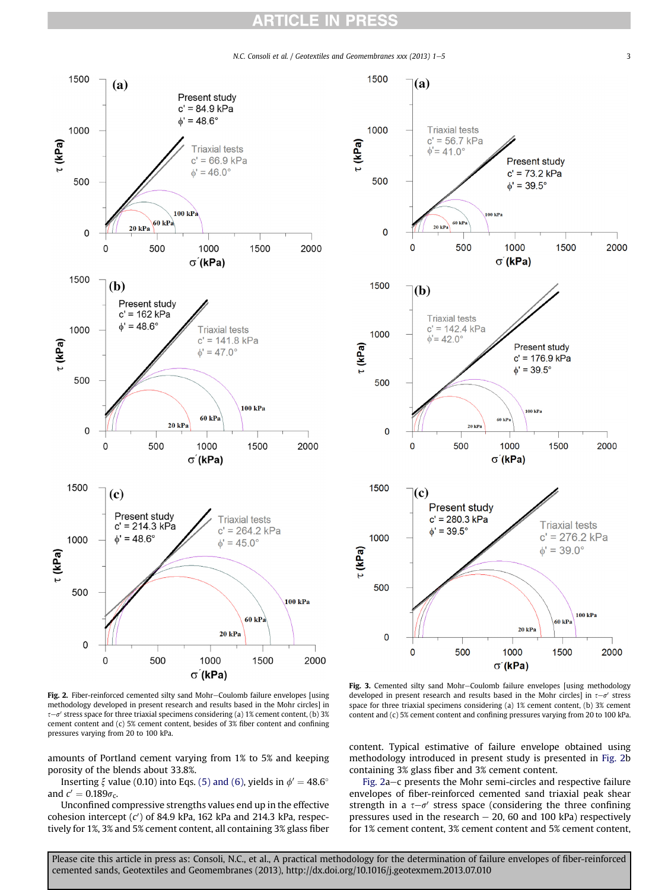**Fig. 2.** Fiber-reinforced cemented silty sand Mohr–Coulomb failure envelopes [using methodology developed in present research and results based in the Mohr circles] in $\tau$–$\sigma'$ stress space for three triaxial specimens considering (a) 1% cement content, (b) 3% cement content and (c) 5% cement content, besides of 3% fiber content and confining pressures varying from 20 to 100 kPa.

**Fig. 3.** Cemented silty sand Mohr–Coulomb failure envelopes [using methodology developed in present research and results based in the Mohr circles] in $\tau$–$\sigma'$ stress space for three triaxial specimens considering (a) 1% cement content, (b) 3% cement content and (c) 5% cement content and confining pressures varying from 20 to 100 kPa.

amounts of Portland cement varying from 1% to 5% and keeping porosity of the blends about 33.8%.

Inserting $\xi$ value (0.10) into Eqs. (5) and (6), yields in $\phi' = 48.6°$ and $c' = 0.189\sigma_c$.

Unconfined compressive strengths values end up in the effective cohesion intercept ($c'$) of 84.9 kPa, 162 kPa and 214.3 kPa, respectively for 1%, 3% and 5% cement content, all containing 3% glass fiber content. Typical estimative of failure envelope obtained using methodology introduced in present study is presented in Fig. 2b containing 3% glass fiber and 3% cement content.

Fig. 2a–c presents the Mohr semi-circles and respective failure envelopes of fiber-reinforced cemented sand triaxial peak shear strength in a $\tau$–$\sigma'$ stress space (considering the three confining pressures used in the research – 20, 60 and 100 kPa) respectively for 1% cement content, 3% cement content and 5% cement content,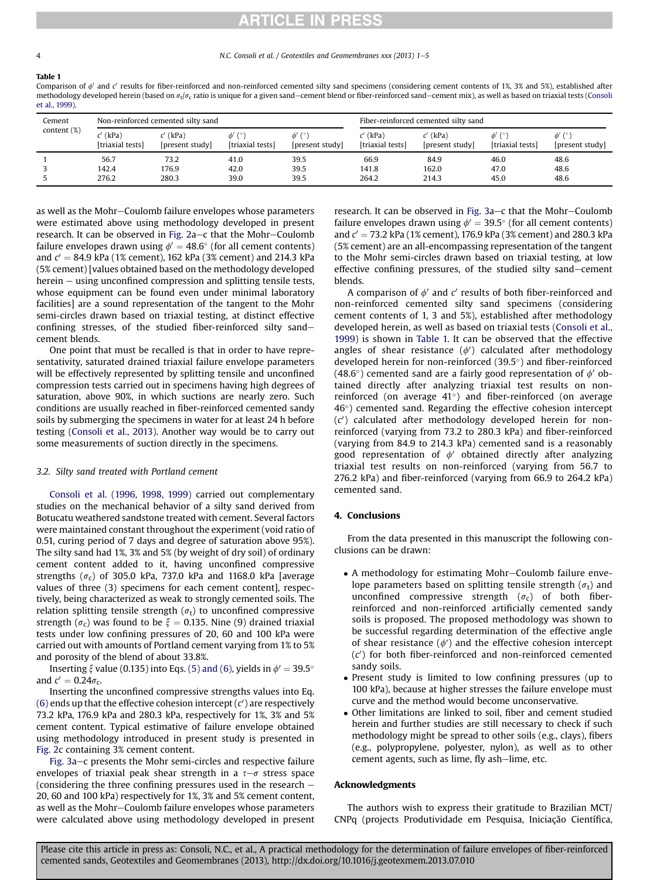**Table 1**

Comparison of $\phi'$ and $c'$ results for fiber-reinforced and non-reinforced cemented silty sand specimens (considering cement contents of 1%, 3% and 5%), established after methodology developed herein (based on $\sigma_t/\sigma_c$ ratio is unique for a given sand–cement blend or fiber-reinforced sand–cement mix), as well as based on triaxial tests (Consoli et al., 1999).

| Cement content (%) | Non-reinforced cemented silty sand | | | | Fiber-reinforced cemented silty sand | | | |
|---|---|---|---|---|---|---|---|---|
| | $c'$ (kPa) [triaxial tests] | $c'$ (kPa) [present study] | $\phi'$ (°) [triaxial tests] | $\phi'$ (°) [present study] | $c'$ (kPa) [triaxial tests] | $c'$ (kPa) [present study] | $\phi'$ (°) [triaxial tests] | $\phi'$ (°) [present study] |
| 1 | 56.7 | 73.2 | 41.0 | 39.5 | 66.9 | 84.9 | 46.0 | 48.6 |
| 3 | 142.4 | 176.9 | 42.0 | 39.5 | 141.8 | 162.0 | 47.0 | 48.6 |
| 5 | 276.2 | 280.3 | 39.0 | 39.5 | 264.2 | 214.3 | 45.0 | 48.6 |

as well as the Mohr–Coulomb failure envelopes whose parameters were estimated above using methodology developed in present research. It can be observed in Fig. 2a–c that the Mohr–Coulomb failure envelopes drawn using $\phi' = 48.6°$ (for all cement contents) and $c' = 84.9$ kPa (1% cement), 162 kPa (3% cement) and 214.3 kPa (5% cement) [values obtained based on the methodology developed herein – using unconfined compression and splitting tensile tests, whose equipment can be found even under minimal laboratory facilities] are a sound representation of the tangent to the Mohr semi-circles drawn based on triaxial testing, at distinct effective confining stresses, of the studied fiber-reinforced silty sand–cement blends.

One point that must be recalled is that in order to have representativity, saturated drained triaxial failure envelope parameters will be effectively represented by splitting tensile and unconfined compression tests carried out in specimens having high degrees of saturation, above 90%, in which suctions are nearly zero. Such conditions are usually reached in fiber-reinforced cemented sandy soils by submerging the specimens in water for at least 24 h before testing (Consoli et al., 2013). Another way would be to carry out some measurements of suction directly in the specimens.

### 3.2. Silty sand treated with Portland cement

Consoli et al. (1996, 1998, 1999) carried out complementary studies on the mechanical behavior of a silty sand derived from Botucatu weathered sandstone treated with cement. Several factors were maintained constant throughout the experiment (void ratio of 0.51, curing period of 7 days and degree of saturation above 95%). The silty sand had 1%, 3% and 5% (by weight of dry soil) of ordinary cement content added to it, having unconfined compressive strengths ($\sigma_c$) of 305.0 kPa, 737.0 kPa and 1168.0 kPa [average values of three (3) specimens for each cement content], respectively, being characterized as weak to strongly cemented soils. The relation splitting tensile strength ($\sigma_t$) to unconfined compressive strength ($\sigma_c$) was found to be $\xi = 0.135$. Nine (9) drained triaxial tests under low confining pressures of 20, 60 and 100 kPa were carried out with amounts of Portland cement varying from 1% to 5% and porosity of the blend of about 33.8%.

Inserting $\xi$ value (0.135) into Eqs. (5) and (6), yields in $\phi' = 39.5°$ and $c' = 0.24\sigma_c$.

Inserting the unconfined compressive strengths values into Eq. (6) ends up that the effective cohesion intercept ($c'$) are respectively 73.2 kPa, 176.9 kPa and 280.3 kPa, respectively for 1%, 3% and 5% cement content. Typical estimative of failure envelope obtained using methodology introduced in present study is presented in Fig. 2c containing 3% cement content.

Fig. 3a–c presents the Mohr semi-circles and respective failure envelopes of triaxial peak shear strength in a $\tau$–$\sigma$ stress space (considering the three confining pressures used in the research – 20, 60 and 100 kPa) respectively for 1%, 3% and 5% cement content, as well as the Mohr–Coulomb failure envelopes whose parameters were calculated above using methodology developed in present research. It can be observed in Fig. 3a–c that the Mohr–Coulomb failure envelopes drawn using $\phi' = 39.5°$ (for all cement contents) and $c' = 73.2$ kPa (1% cement), 176.9 kPa (3% cement) and 280.3 kPa (5% cement) are an all-encompassing representation of the tangent to the Mohr semi-circles drawn based on triaxial testing, at low effective confining pressures, of the studied silty sand–cement blends.

A comparison of $\phi'$ and $c'$ results of both fiber-reinforced and non-reinforced cemented silty sand specimens (considering cement contents of 1, 3 and 5%), established after methodology developed herein, as well as based on triaxial tests (Consoli et al., 1999) is shown in Table 1. It can be observed that the effective angles of shear resistance ($\phi'$) calculated after methodology developed herein for non-reinforced (39.5°) and fiber-reinforced (48.6°) cemented sand are a fairly good representation of $\phi'$ obtained directly after analyzing triaxial test results on non-reinforced (on average 41°) and fiber-reinforced (on average 46°) cemented sand. Regarding the effective cohesion intercept ($c'$) calculated after methodology developed herein for non-reinforced (varying from 73.2 to 280.3 kPa) and fiber-reinforced (varying from 84.9 to 214.3 kPa) cemented sand is a reasonably good representation of $\phi'$ obtained directly after analyzing triaxial test results on non-reinforced (varying from 56.7 to 276.2 kPa) and fiber-reinforced (varying from 66.9 to 264.2 kPa) cemented sand.

## 4. Conclusions

From the data presented in this manuscript the following conclusions can be drawn:

- A methodology for estimating Mohr–Coulomb failure envelope parameters based on splitting tensile strength ($\sigma_t$) and unconfined compressive strength ($\sigma_c$) of both fiber-reinforced and non-reinforced artificially cemented sandy soils is proposed. The proposed methodology was shown to be successful regarding determination of the effective angle of shear resistance ($\phi'$) and the effective cohesion intercept ($c'$) for both fiber-reinforced and non-reinforced cemented sandy soils.
- Present study is limited to low confining pressures (up to 100 kPa), because at higher stresses the failure envelope must curve and the method would become unconservative.
- Other limitations are linked to soil, fiber and cement studied herein and further studies are still necessary to check if such methodology might be spread to other soils (e.g., clays), fibers (e.g., polypropylene, polyester, nylon), as well as to other cement agents, such as lime, fly ash–lime, etc.

## Acknowledgments

The authors wish to express their gratitude to Brazilian MCT/CNPq (projects Produtividade em Pesquisa, Iniciação Científica,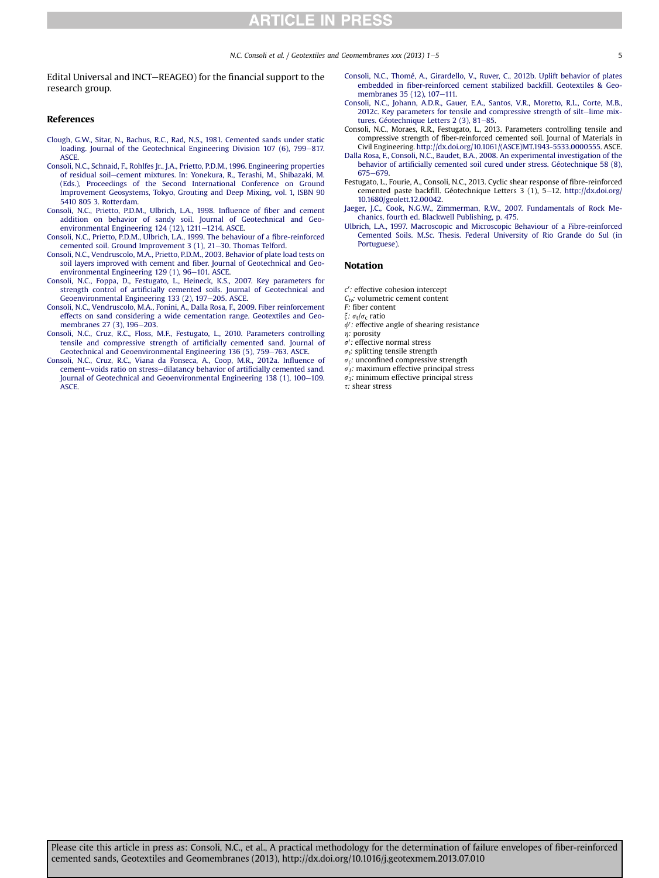Edital Universal and INCT–REAGEO) for the financial support to the research group.

## References

Clough, G.W., Sitar, N., Bachus, R.C., Rad, N.S., 1981. Cemented sands under static loading. Journal of the Geotechnical Engineering Division 107 (6), 799–817. ASCE.

Consoli, N.C., Schnaid, F., Rohlfes Jr., J.A., Prietto, P.D.M., 1996. Engineering properties of residual soil–cement mixtures. In: Yonekura, R., Terashi, M., Shibazaki, M. (Eds.), Proceedings of the Second International Conference on Ground Improvement Geosystems, Tokyo, Grouting and Deep Mixing, vol. 1, ISBN 90 5410 805 3. Rotterdam.

Consoli, N.C., Prietto, P.D.M., Ulbrich, L.A., 1998. Influence of fiber and cement addition on behavior of sandy soil. Journal of Geotechnical and Geoenvironmental Engineering 124 (12), 1211–1214. ASCE.

Consoli, N.C., Prietto, P.D.M., Ulbrich, L.A., 1999. The behaviour of a fibre-reinforced cemented soil. Ground Improvement 3 (1), 21–30. Thomas Telford.

Consoli, N.C., Vendruscolo, M.A., Prietto, P.D.M., 2003. Behavior of plate load tests on soil layers improved with cement and fiber. Journal of Geotechnical and Geoenvironmental Engineering 129 (1), 96–101. ASCE.

Consoli, N.C., Foppa, D., Festugato, L., Heineck, K.S., 2007. Key parameters for strength control of artificially cemented soils. Journal of Geotechnical and Geoenvironmental Engineering 133 (2), 197–205. ASCE.

Consoli, N.C., Vendruscolo, M.A., Fonini, A., Dalla Rosa, F., 2009. Fiber reinforcement effects on sand considering a wide cementation range. Geotextiles and Geomembranes 27 (3), 196–203.

Consoli, N.C., Cruz, R.C., Floss, M.F., Festugato, L., 2010. Parameters controlling tensile and compressive strength of artificially cemented sand. Journal of Geotechnical and Geoenvironmental Engineering 136 (5), 759–763. ASCE.

Consoli, N.C., Cruz, R.C., Viana da Fonseca, A., Coop, M.R., 2012a. Influence of cement–voids ratio on stress–dilatancy behavior of artificially cemented sand. Journal of Geotechnical and Geoenvironmental Engineering 138 (1), 100–109. ASCE.

Consoli, N.C., Thomé, A., Girardello, V., Ruver, C., 2012b. Uplift behavior of plates embedded in fiber-reinforced cement stabilized backfill. Geotextiles & Geomembranes 35 (12), 107–111.

Consoli, N.C., Johann, A.D.R., Gauer, E.A., Santos, V.R., Moretto, R.L., Corte, M.B., 2012c. Key parameters for tensile and compressive strength of silt–lime mixtures. Géotechnique Letters 2 (3), 81–85.

Consoli, N.C., Moraes, R.R., Festugato, L., 2013. Parameters controlling tensile and compressive strength of fiber-reinforced cemented soil. Journal of Materials in Civil Engineering. http://dx.doi.org/10.1061/(ASCE)MT.1943-5533.0000555. ASCE.

Dalla Rosa, F., Consoli, N.C., Baudet, B.A., 2008. An experimental investigation of the behavior of artificially cemented soil cured under stress. Géotechnique 58 (8), 675–679.

Festugato, L., Fourie, A., Consoli, N.C., 2013. Cyclic shear response of fibre-reinforced cemented paste backfill. Géotechnique Letters 3 (1), 5–12. http://dx.doi.org/10.1680/geolett.12.00042.

Jaeger, J.C., Cook, N.G.W., Zimmerman, R.W., 2007. Fundamentals of Rock Mechanics, fourth ed. Blackwell Publishing, p. 475.

Ulbrich, L.A., 1997. Macroscopic and Microscopic Behaviour of a Fibre-reinforced Cemented Soils. M.Sc. Thesis. Federal University of Rio Grande do Sul (in Portuguese).

## Notation

$c'$: effective cohesion intercept
$C_{iv}$: volumetric cement content
$F$: fiber content
$\xi$: $\sigma_t/\sigma_c$ ratio
$\phi'$: effective angle of shearing resistance
$\eta$: porosity
$\sigma'$: effective normal stress
$\sigma_t$: splitting tensile strength
$\sigma_c$: unconfined compressive strength
$\sigma_1'$: maximum effective principal stress
$\sigma_3'$: minimum effective principal stress
$\tau$: shear stress